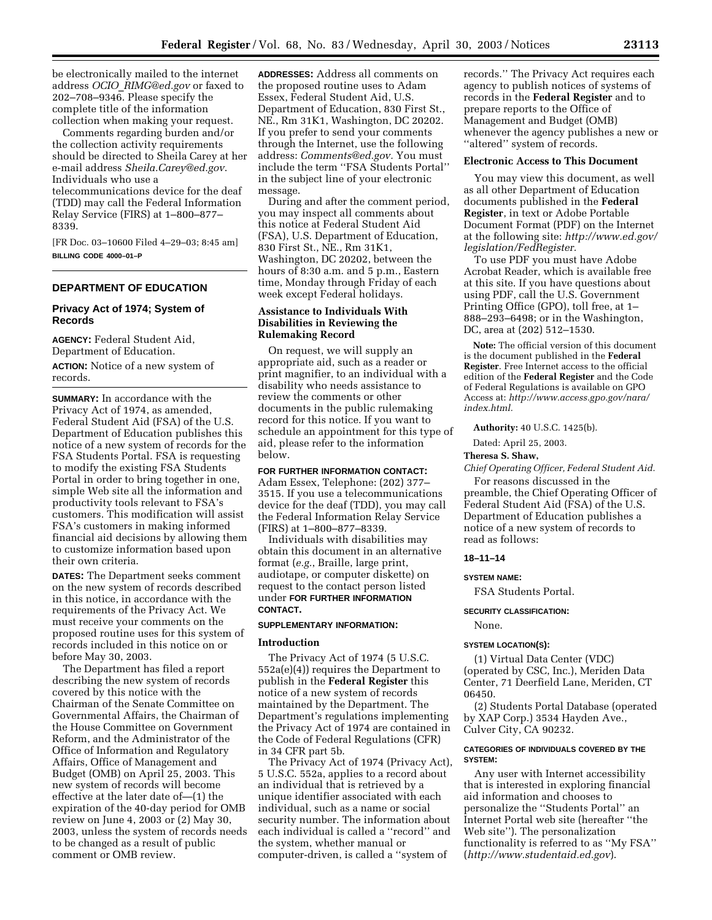be electronically mailed to the internet address *OCIO_RIMG@ed.gov* or faxed to 202–708–9346. Please specify the complete title of the information collection when making your request.

Comments regarding burden and/or the collection activity requirements should be directed to Sheila Carey at her e-mail address *Sheila.Carey@ed.gov*. Individuals who use a telecommunications device for the deaf (TDD) may call the Federal Information Relay Service (FIRS) at 1–800–877–8339.

[FR Doc. 03–10600 Filed 4–29–03; 8:45 am]

**BILLING CODE 4000–01–P**

## DEPARTMENT OF EDUCATION

### Privacy Act of 1974; System of Records

**AGENCY:** Federal Student Aid, Department of Education.

**ACTION:** Notice of a new system of records.

**SUMMARY:** In accordance with the Privacy Act of 1974, as amended, Federal Student Aid (FSA) of the U.S. Department of Education publishes this notice of a new system of records for the FSA Students Portal. FSA is requesting to modify the existing FSA Students Portal in order to bring together in one, simple Web site all the information and productivity tools relevant to FSA's customers. This modification will assist FSA's customers in making informed financial aid decisions by allowing them to customize information based upon their own criteria.

**DATES:** The Department seeks comment on the new system of records described in this notice, in accordance with the requirements of the Privacy Act. We must receive your comments on the proposed routine uses for this system of records included in this notice on or before May 30, 2003.

The Department has filed a report describing the new system of records covered by this notice with the Chairman of the Senate Committee on Governmental Affairs, the Chairman of the House Committee on Government Reform, and the Administrator of the Office of Information and Regulatory Affairs, Office of Management and Budget (OMB) on April 25, 2003. This new system of records will become effective at the later date of—(1) the expiration of the 40-day period for OMB review on June 4, 2003 or (2) May 30, 2003, unless the system of records needs to be changed as a result of public comment or OMB review.

**ADDRESSES:** Address all comments on the proposed routine uses to Adam Essex, Federal Student Aid, U.S. Department of Education, 830 First St., NE., Rm 31K1, Washington, DC 20202. If you prefer to send your comments through the Internet, use the following address: *Comments@ed.gov*. You must include the term ''FSA Students Portal'' in the subject line of your electronic message.

During and after the comment period, you may inspect all comments about this notice at Federal Student Aid (FSA), U.S. Department of Education, 830 First St., NE., Rm 31K1, Washington, DC 20202, between the hours of 8:30 a.m. and 5 p.m., Eastern time, Monday through Friday of each week except Federal holidays.

#### Assistance to Individuals With Disabilities in Reviewing the Rulemaking Record

On request, we will supply an appropriate aid, such as a reader or print magnifier, to an individual with a disability who needs assistance to review the comments or other documents in the public rulemaking record for this notice. If you want to schedule an appointment for this type of aid, please refer to the information below.

**FOR FURTHER INFORMATION CONTACT:** Adam Essex, Telephone: (202) 377–3515. If you use a telecommunications device for the deaf (TDD), you may call the Federal Information Relay Service (FIRS) at 1–800–877–8339.

Individuals with disabilities may obtain this document in an alternative format (*e.g.*, Braille, large print, audiotape, or computer diskette) on request to the contact person listed under **FOR FURTHER INFORMATION CONTACT.**

**SUPPLEMENTARY INFORMATION:**

#### Introduction

The Privacy Act of 1974 (5 U.S.C. 552a(e)(4)) requires the Department to publish in the **Federal Register** this notice of a new system of records maintained by the Department. The Department's regulations implementing the Privacy Act of 1974 are contained in the Code of Federal Regulations (CFR) in 34 CFR part 5b.

The Privacy Act of 1974 (Privacy Act), 5 U.S.C. 552a, applies to a record about an individual that is retrieved by a unique identifier associated with each individual, such as a name or social security number. The information about each individual is called a ''record'' and the system, whether manual or computer-driven, is called a ''system of records.'' The Privacy Act requires each agency to publish notices of systems of records in the **Federal Register** and to prepare reports to the Office of Management and Budget (OMB) whenever the agency publishes a new or ''altered'' system of records.

#### Electronic Access to This Document

You may view this document, as well as all other Department of Education documents published in the **Federal Register**, in text or Adobe Portable Document Format (PDF) on the Internet at the following site: *http://www.ed.gov/legislation/FedRegister*.

To use PDF you must have Adobe Acrobat Reader, which is available free at this site. If you have questions about using PDF, call the U.S. Government Printing Office (GPO), toll free, at 1–888–293–6498; or in the Washington, DC, area at (202) 512–1530.

**Note:** The official version of this document is the document published in the **Federal Register**. Free Internet access to the official edition of the **Federal Register** and the Code of Federal Regulations is available on GPO Access at: *http://www.access.gpo.gov/nara/index.html*.

**Authority:** 40 U.S.C. 1425(b).

Dated: April 25, 2003.

**Theresa S. Shaw,**

*Chief Operating Officer, Federal Student Aid.*

For reasons discussed in the preamble, the Chief Operating Officer of Federal Student Aid (FSA) of the U.S. Department of Education publishes a notice of a new system of records to read as follows:

**18–11–14**

**SYSTEM NAME:**

FSA Students Portal.

**SECURITY CLASSIFICATION:**

None.

**SYSTEM LOCATION(S):**

(1) Virtual Data Center (VDC) (operated by CSC, Inc.), Meriden Data Center, 71 Deerfield Lane, Meriden, CT 06450.

(2) Students Portal Database (operated by XAP Corp.) 3534 Hayden Ave., Culver City, CA 90232.

**CATEGORIES OF INDIVIDUALS COVERED BY THE SYSTEM:**

Any user with Internet accessibility that is interested in exploring financial aid information and chooses to personalize the ''Students Portal'' an Internet Portal web site (hereafter ''the Web site''). The personalization functionality is referred to as ''My FSA'' (*http://www.studentaid.ed.gov*).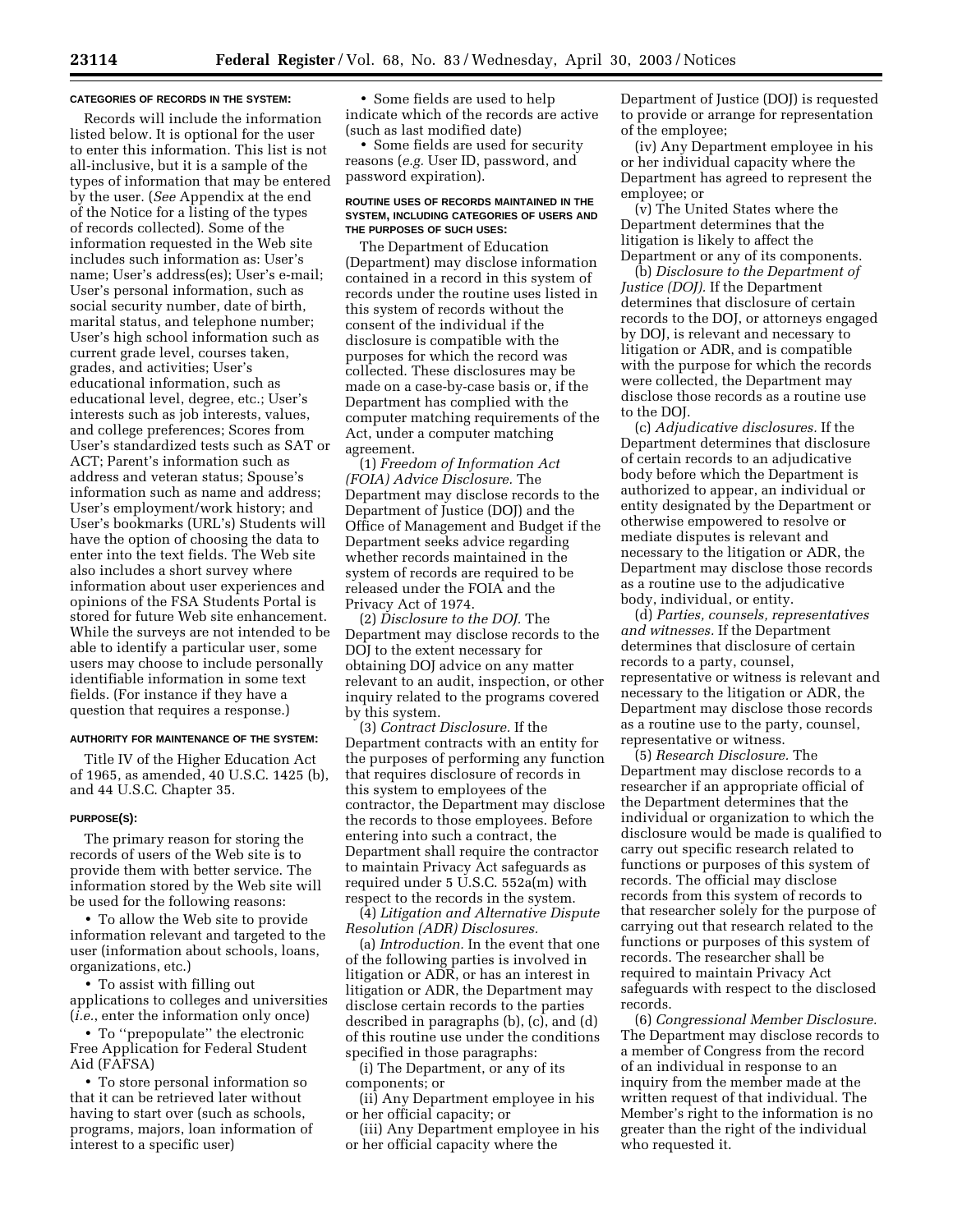#### CATEGORIES OF RECORDS IN THE SYSTEM:

Records will include the information listed below. It is optional for the user to enter this information. This list is not all-inclusive, but it is a sample of the types of information that may be entered by the user. (*See* Appendix at the end of the Notice for a listing of the types of records collected). Some of the information requested in the Web site includes such information as: User's name; User's address(es); User's e-mail; User's personal information, such as social security number, date of birth, marital status, and telephone number; User's high school information such as current grade level, courses taken, grades, and activities; User's educational information, such as educational level, degree, etc.; User's interests such as job interests, values, and college preferences; Scores from User's standardized tests such as SAT or ACT; Parent's information such as address and veteran status; Spouse's information such as name and address; User's employment/work history; and User's bookmarks (URL's) Students will have the option of choosing the data to enter into the text fields. The Web site also includes a short survey where information about user experiences and opinions of the FSA Students Portal is stored for future Web site enhancement. While the surveys are not intended to be able to identify a particular user, some users may choose to include personally identifiable information in some text fields. (For instance if they have a question that requires a response.)

#### AUTHORITY FOR MAINTENANCE OF THE SYSTEM:

Title IV of the Higher Education Act of 1965, as amended, 40 U.S.C. 1425 (b), and 44 U.S.C. Chapter 35.

#### PURPOSE(S):

The primary reason for storing the records of users of the Web site is to provide them with better service. The information stored by the Web site will be used for the following reasons:

- To allow the Web site to provide information relevant and targeted to the user (information about schools, loans, organizations, etc.)
- To assist with filling out applications to colleges and universities (*i.e.*, enter the information only once)
- To ''prepopulate'' the electronic Free Application for Federal Student Aid (FAFSA)
- To store personal information so that it can be retrieved later without having to start over (such as schools, programs, majors, loan information of interest to a specific user)
- Some fields are used to help indicate which of the records are active (such as last modified date)
- Some fields are used for security reasons (*e.g.* User ID, password, and password expiration).

#### ROUTINE USES OF RECORDS MAINTAINED IN THE SYSTEM, INCLUDING CATEGORIES OF USERS AND THE PURPOSES OF SUCH USES:

The Department of Education (Department) may disclose information contained in a record in this system of records under the routine uses listed in this system of records without the consent of the individual if the disclosure is compatible with the purposes for which the record was collected. These disclosures may be made on a case-by-case basis or, if the Department has complied with the computer matching requirements of the Act, under a computer matching agreement.

(1) *Freedom of Information Act (FOIA) Advice Disclosure.* The Department may disclose records to the Department of Justice (DOJ) and the Office of Management and Budget if the Department seeks advice regarding whether records maintained in the system of records are required to be released under the FOIA and the Privacy Act of 1974.

(2) *Disclosure to the DOJ.* The Department may disclose records to the DOJ to the extent necessary for obtaining DOJ advice on any matter relevant to an audit, inspection, or other inquiry related to the programs covered by this system.

(3) *Contract Disclosure.* If the Department contracts with an entity for the purposes of performing any function that requires disclosure of records in this system to employees of the contractor, the Department may disclose the records to those employees. Before entering into such a contract, the Department shall require the contractor to maintain Privacy Act safeguards as required under 5 U.S.C. 552a(m) with respect to the records in the system.

(4) *Litigation and Alternative Dispute Resolution (ADR) Disclosures.*

(a) *Introduction.* In the event that one of the following parties is involved in litigation or ADR, or has an interest in litigation or ADR, the Department may disclose certain records to the parties described in paragraphs (b), (c), and (d) of this routine use under the conditions specified in those paragraphs:

(i) The Department, or any of its components; or

(ii) Any Department employee in his or her official capacity; or

(iii) Any Department employee in his or her official capacity where the Department of Justice (DOJ) is requested to provide or arrange for representation of the employee;

(iv) Any Department employee in his or her individual capacity where the Department has agreed to represent the employee; or

(v) The United States where the Department determines that the litigation is likely to affect the Department or any of its components.

(b) *Disclosure to the Department of Justice (DOJ).* If the Department determines that disclosure of certain records to the DOJ, or attorneys engaged by DOJ, is relevant and necessary to litigation or ADR, and is compatible with the purpose for which the records were collected, the Department may disclose those records as a routine use to the DOJ.

(c) *Adjudicative disclosures.* If the Department determines that disclosure of certain records to an adjudicative body before which the Department is authorized to appear, an individual or entity designated by the Department or otherwise empowered to resolve or mediate disputes is relevant and necessary to the litigation or ADR, the Department may disclose those records as a routine use to the adjudicative body, individual, or entity.

(d) *Parties, counsels, representatives and witnesses.* If the Department determines that disclosure of certain records to a party, counsel, representative or witness is relevant and necessary to the litigation or ADR, the Department may disclose those records as a routine use to the party, counsel, representative or witness.

(5) *Research Disclosure.* The Department may disclose records to a researcher if an appropriate official of the Department determines that the individual or organization to which the disclosure would be made is qualified to carry out specific research related to functions or purposes of this system of records. The official may disclose records from this system of records to that researcher solely for the purpose of carrying out that research related to the functions or purposes of this system of records. The researcher shall be required to maintain Privacy Act safeguards with respect to the disclosed records.

(6) *Congressional Member Disclosure.* The Department may disclose records to a member of Congress from the record of an individual in response to an inquiry from the member made at the written request of that individual. The Member's right to the information is no greater than the right of the individual who requested it.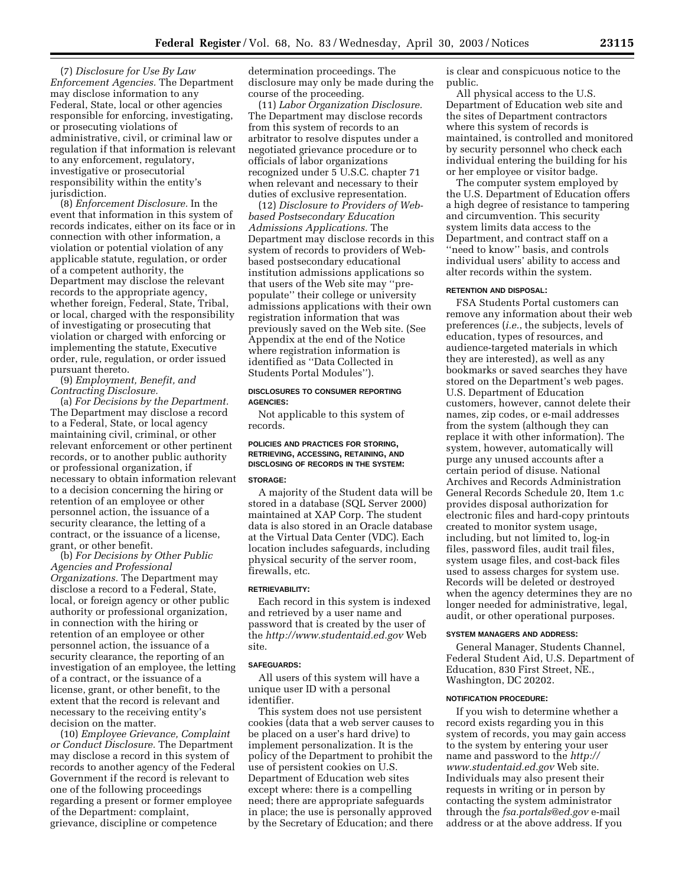(7) *Disclosure for Use By Law Enforcement Agencies.* The Department may disclose information to any Federal, State, local or other agencies responsible for enforcing, investigating, or prosecuting violations of administrative, civil, or criminal law or regulation if that information is relevant to any enforcement, regulatory, investigative or prosecutorial responsibility within the entity's jurisdiction.

(8) *Enforcement Disclosure.* In the event that information in this system of records indicates, either on its face or in connection with other information, a violation or potential violation of any applicable statute, regulation, or order of a competent authority, the Department may disclose the relevant records to the appropriate agency, whether foreign, Federal, State, Tribal, or local, charged with the responsibility of investigating or prosecuting that violation or charged with enforcing or implementing the statute, Executive order, rule, regulation, or order issued pursuant thereto.

(9) *Employment, Benefit, and Contracting Disclosure.*

(a) *For Decisions by the Department.* The Department may disclose a record to a Federal, State, or local agency maintaining civil, criminal, or other relevant enforcement or other pertinent records, or to another public authority or professional organization, if necessary to obtain information relevant to a decision concerning the hiring or retention of an employee or other personnel action, the issuance of a security clearance, the letting of a contract, or the issuance of a license, grant, or other benefit.

(b) *For Decisions by Other Public Agencies and Professional Organizations.* The Department may disclose a record to a Federal, State, local, or foreign agency or other public authority or professional organization, in connection with the hiring or retention of an employee or other personnel action, the issuance of a security clearance, the reporting of an investigation of an employee, the letting of a contract, or the issuance of a license, grant, or other benefit, to the extent that the record is relevant and necessary to the receiving entity's decision on the matter.

(10) *Employee Grievance, Complaint or Conduct Disclosure.* The Department may disclose a record in this system of records to another agency of the Federal Government if the record is relevant to one of the following proceedings regarding a present or former employee of the Department: complaint, grievance, discipline or competence determination proceedings. The disclosure may only be made during the course of the proceeding.

(11) *Labor Organization Disclosure.* The Department may disclose records from this system of records to an arbitrator to resolve disputes under a negotiated grievance procedure or to officials of labor organizations recognized under 5 U.S.C. chapter 71 when relevant and necessary to their duties of exclusive representation.

(12) *Disclosure to Providers of Web-based Postsecondary Education Admissions Applications.* The Department may disclose records in this system of records to providers of Web-based postsecondary educational institution admissions applications so that users of the Web site may ''pre-populate'' their college or university admissions applications with their own registration information that was previously saved on the Web site. (See Appendix at the end of the Notice where registration information is identified as ''Data Collected in Students Portal Modules'').

#### DISCLOSURES TO CONSUMER REPORTING AGENCIES:

Not applicable to this system of records.

#### POLICIES AND PRACTICES FOR STORING, RETRIEVING, ACCESSING, RETAINING, AND DISCLOSING OF RECORDS IN THE SYSTEM:

#### STORAGE:

A majority of the Student data will be stored in a database (SQL Server 2000) maintained at XAP Corp. The student data is also stored in an Oracle database at the Virtual Data Center (VDC). Each location includes safeguards, including physical security of the server room, firewalls, etc.

#### RETRIEVABILITY:

Each record in this system is indexed and retrieved by a user name and password that is created by the user of the *http://www.studentaid.ed.gov* Web site.

#### SAFEGUARDS:

All users of this system will have a unique user ID with a personal identifier.

This system does not use persistent cookies (data that a web server causes to be placed on a user's hard drive) to implement personalization. It is the policy of the Department to prohibit the use of persistent cookies on U.S. Department of Education web sites except where: there is a compelling need; there are appropriate safeguards in place; the use is personally approved by the Secretary of Education; and there is clear and conspicuous notice to the public.

All physical access to the U.S. Department of Education web site and the sites of Department contractors where this system of records is maintained, is controlled and monitored by security personnel who check each individual entering the building for his or her employee or visitor badge.

The computer system employed by the U.S. Department of Education offers a high degree of resistance to tampering and circumvention. This security system limits data access to the Department, and contract staff on a ''need to know'' basis, and controls individual users' ability to access and alter records within the system.

#### RETENTION AND DISPOSAL:

FSA Students Portal customers can remove any information about their web preferences (*i.e.*, the subjects, levels of education, types of resources, and audience-targeted materials in which they are interested), as well as any bookmarks or saved searches they have stored on the Department's web pages. U.S. Department of Education customers, however, cannot delete their names, zip codes, or e-mail addresses from the system (although they can replace it with other information). The system, however, automatically will purge any unused accounts after a certain period of disuse. National Archives and Records Administration General Records Schedule 20, Item 1.c provides disposal authorization for electronic files and hard-copy printouts created to monitor system usage, including, but not limited to, log-in files, password files, audit trail files, system usage files, and cost-back files used to assess charges for system use. Records will be deleted or destroyed when the agency determines they are no longer needed for administrative, legal, audit, or other operational purposes.

#### SYSTEM MANAGERS AND ADDRESS:

General Manager, Students Channel, Federal Student Aid, U.S. Department of Education, 830 First Street, NE., Washington, DC 20202.

#### NOTIFICATION PROCEDURE:

If you wish to determine whether a record exists regarding you in this system of records, you may gain access to the system by entering your user name and password to the *http://www.studentaid.ed.gov* Web site. Individuals may also present their requests in writing or in person by contacting the system administrator through the *fsa.portals@ed.gov* e-mail address or at the above address. If you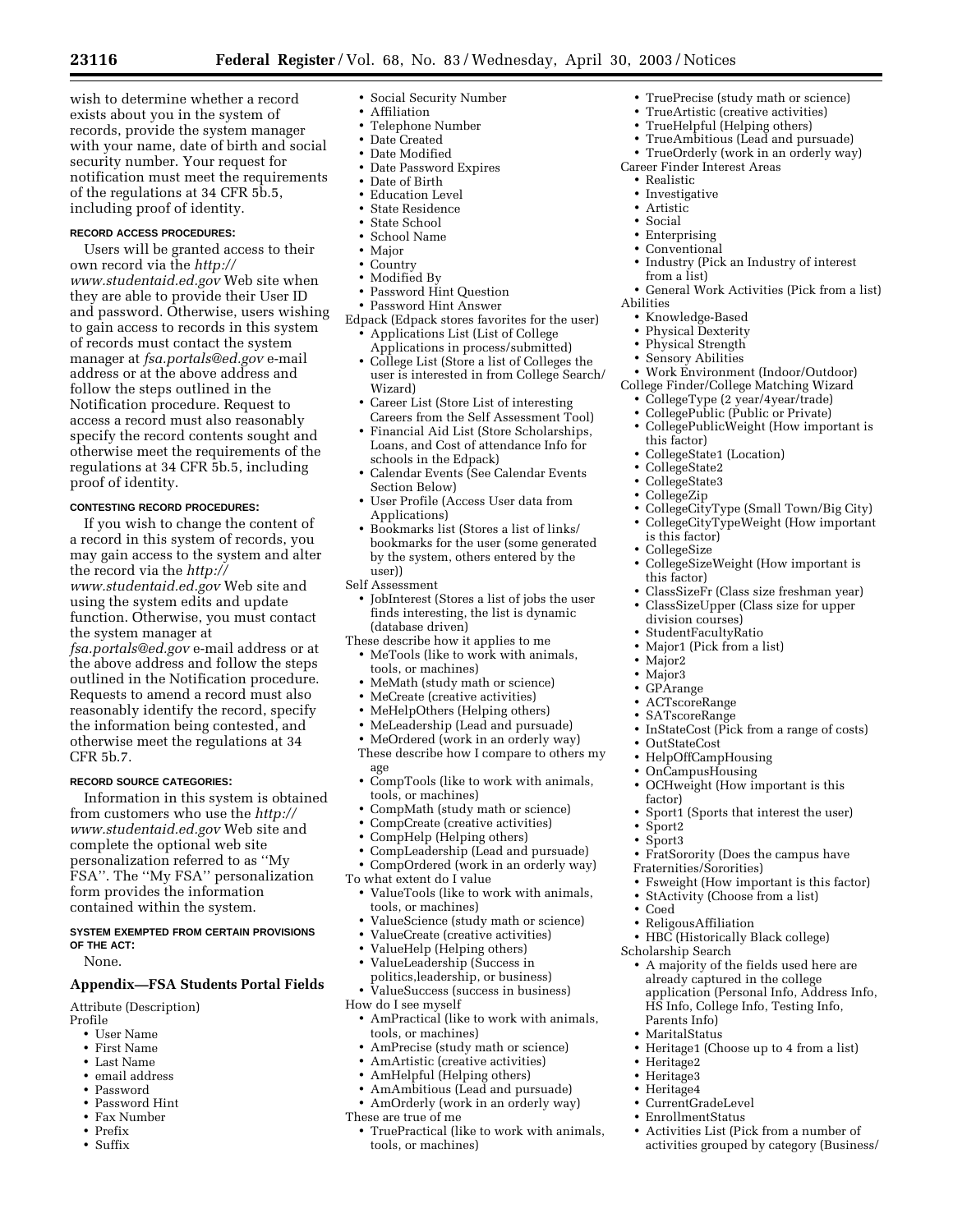wish to determine whether a record exists about you in the system of records, provide the system manager with your name, date of birth and social security number. Your request for notification must meet the requirements of the regulations at 34 CFR 5b.5, including proof of identity.

#### RECORD ACCESS PROCEDURES:

Users will be granted access to their own record via the *http://www.studentaid.ed.gov* Web site when they are able to provide their User ID and password. Otherwise, users wishing to gain access to records in this system of records must contact the system manager at *fsa.portals@ed.gov* e-mail address or at the above address and follow the steps outlined in the Notification procedure. Request to access a record must also reasonably specify the record contents sought and otherwise meet the requirements of the regulations at 34 CFR 5b.5, including proof of identity.

#### CONTESTING RECORD PROCEDURES:

If you wish to change the content of a record in this system of records, you may gain access to the system and alter the record via the *http://www.studentaid.ed.gov* Web site and using the system edits and update function. Otherwise, you must contact the system manager at *fsa.portals@ed.gov* e-mail address or at the above address and follow the steps outlined in the Notification procedure. Requests to amend a record must also reasonably identify the record, specify the information being contested, and otherwise meet the regulations at 34 CFR 5b.7.

#### RECORD SOURCE CATEGORIES:

Information in this system is obtained from customers who use the *http://www.studentaid.ed.gov* Web site and complete the optional web site personalization referred to as ''My FSA''. The ''My FSA'' personalization form provides the information contained within the system.

#### SYSTEM EXEMPTED FROM CERTAIN PROVISIONS OF THE ACT:

None.

## Appendix—FSA Students Portal Fields

Attribute (Description)

Profile

- User Name
- First Name
- Last Name
- email address
- Password
- Password Hint
- Fax Number
- Prefix
- Suffix
- Social Security Number
- Affiliation
- Telephone Number
- Date Created
- Date Modified
- Date Password Expires
- Date of Birth
- Education Level
- State Residence
- State School
- School Name
- Major
- Country
- Modified By
- Password Hint Question
- Password Hint Answer

Edpack (Edpack stores favorites for the user)

- Applications List (List of College Applications in process/submitted)
- College List (Store a list of Colleges the user is interested in from College Search/Wizard)
- Career List (Store List of interesting Careers from the Self Assessment Tool)
- Financial Aid List (Store Scholarships, Loans, and Cost of attendance Info for schools in the Edpack)
- Calendar Events (See Calendar Events Section Below)
- User Profile (Access User data from Applications)
- Bookmarks list (Stores a list of links/bookmarks for the user (some generated by the system, others entered by the user))

Self Assessment

- JobInterest (Stores a list of jobs the user finds interesting, the list is dynamic (database driven)

These describe how it applies to me

- MeTools (like to work with animals, tools, or machines)
- MeMath (study math or science)
- MeCreate (creative activities)
- MeHelpOthers (Helping others)
- MeLeadership (Lead and pursuade)
- MeOrdered (work in an orderly way)

These describe how I compare to others my age

- CompTools (like to work with animals, tools, or machines)
- CompMath (study math or science)
- CompCreate (creative activities)
- CompHelp (Helping others)
- CompLeadership (Lead and pursuade)
- CompOrdered (work in an orderly way)

To what extent do I value

- ValueTools (like to work with animals, tools, or machines)
- ValueScience (study math or science)
- ValueCreate (creative activities)
- ValueHelp (Helping others)
- ValueLeadership (Success in politics,leadership, or business)
- ValueSuccess (success in business)

How do I see myself

- AmPractical (like to work with animals, tools, or machines)
- AmPrecise (study math or science)
- AmArtistic (creative activities)
- AmHelpful (Helping others)
- AmAmbitious (Lead and pursuade)
- AmOrderly (work in an orderly way)

These are true of me

- TruePractical (like to work with animals, tools, or machines)
- TruePrecise (study math or science)
- TrueArtistic (creative activities)
- TrueHelpful (Helping others)
- TrueAmbitious (Lead and pursuade)
- TrueOrderly (work in an orderly way)

Career Finder Interest Areas

- Realistic
- Investigative
- Artistic
- Social
- Enterprising
- Conventional
- Industry (Pick an Industry of interest from a list)
- General Work Activities (Pick from a list)

Abilities

- Knowledge-Based
- Physical Dexterity
- Physical Strength
- Sensory Abilities
- Work Environment (Indoor/Outdoor)

College Finder/College Matching Wizard

- CollegeType (2 year/4year/trade)
- CollegePublic (Public or Private)
- CollegePublicWeight (How important is this factor)
- CollegeState1 (Location)
- CollegeState2
- CollegeState3
- CollegeZip
- CollegeCityType (Small Town/Big City)
- CollegeCityTypeWeight (How important is this factor)
- CollegeSize
- CollegeSizeWeight (How important is this factor)
- ClassSizeFr (Class size freshman year)
- ClassSizeUpper (Class size for upper division courses)
- StudentFacultyRatio
- Major1 (Pick from a list)
- Major2
- Major3
- GPArange
- ACTscoreRange
- SATscoreRange
- InStateCost (Pick from a range of costs)
- OutStateCost
- HelpOffCampHousing
- OnCampusHousing
- OCHweight (How important is this factor)
- Sport1 (Sports that interest the user)
- Sport2
- Sport3
- FratSorority (Does the campus have Fraternities/Sororities)
- Fsweight (How important is this factor)
- StActivity (Choose from a list)
- Coed
- ReligousAffiliation
- HBC (Historically Black college)

Scholarship Search

- A majority of the fields used here are already captured in the college application (Personal Info, Address Info, HS Info, College Info, Testing Info, Parents Info)
- MaritalStatus
- Heritage1 (Choose up to 4 from a list)
- Heritage2
- Heritage3
- Heritage4
- CurrentGradeLevel
- EnrollmentStatus
- Activities List (Pick from a number of activities grouped by category (Business/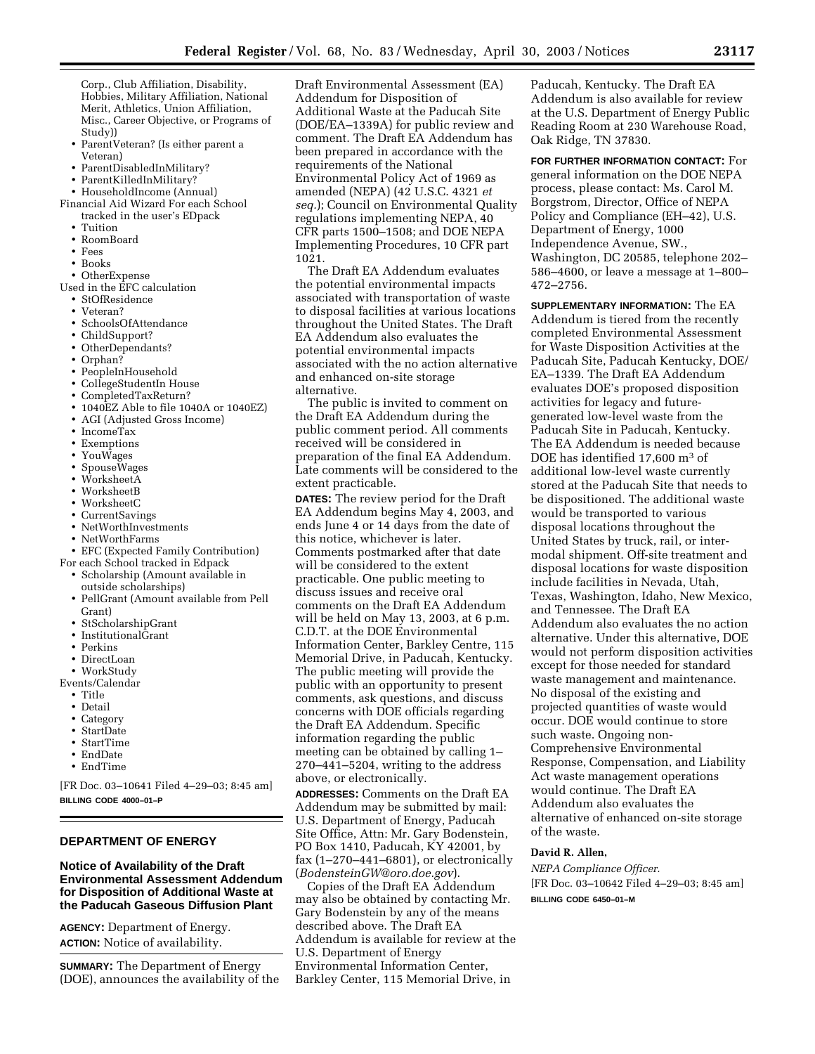Corp., Club Affiliation, Disability, Hobbies, Military Affiliation, National Merit, Athletics, Union Affiliation, Misc., Career Objective, or Programs of Study))

- ParentVeteran? (Is either parent a Veteran)
- ParentDisabledInMilitary?
- ParentKilledInMilitary?
- HouseholdIncome (Annual)

Financial Aid Wizard For each School tracked in the user's EDpack

- Tuition
- RoomBoard
- Fees
- Books
- OtherExpense

Used in the EFC calculation

- StOfResidence
- Veteran?
- SchoolsOfAttendance
- ChildSupport?
- OtherDependants?
- Orphan?
- PeopleInHousehold
- CollegeStudentIn House
- CompletedTaxReturn?
- 1040EZ Able to file 1040A or 1040EZ)
- AGI (Adjusted Gross Income)
- IncomeTax
- Exemptions
- YouWages
- SpouseWages
- WorksheetA
- WorksheetB
- WorksheetC
- CurrentSavings
- NetWorthInvestments
- NetWorthFarms
- EFC (Expected Family Contribution)

For each School tracked in Edpack

- Scholarship (Amount available in outside scholarships)
- PellGrant (Amount available from Pell Grant)
- StScholarshipGrant
- InstitutionalGrant
- Perkins
- DirectLoan
- WorkStudy

Events/Calendar

- Title
- Detail
- Category
- StartDate
- StartTime
- EndDate
- EndTime

[FR Doc. 03–10641 Filed 4–29–03; 8:45 am]

**BILLING CODE 4000–01–P**

## DEPARTMENT OF ENERGY

### Notice of Availability of the Draft Environmental Assessment Addendum for Disposition of Additional Waste at the Paducah Gaseous Diffusion Plant

**AGENCY:** Department of Energy.

**ACTION:** Notice of availability.

**SUMMARY:** The Department of Energy (DOE), announces the availability of the Draft Environmental Assessment (EA) Addendum for Disposition of Additional Waste at the Paducah Site (DOE/EA–1339A) for public review and comment. The Draft EA Addendum has been prepared in accordance with the requirements of the National Environmental Policy Act of 1969 as amended (NEPA) (42 U.S.C. 4321 *et seq.*); Council on Environmental Quality regulations implementing NEPA, 40 CFR parts 1500–1508; and DOE NEPA Implementing Procedures, 10 CFR part 1021.

The Draft EA Addendum evaluates the potential environmental impacts associated with transportation of waste to disposal facilities at various locations throughout the United States. The Draft EA Addendum also evaluates the potential environmental impacts associated with the no action alternative and enhanced on-site storage alternative.

The public is invited to comment on the Draft EA Addendum during the public comment period. All comments received will be considered in preparation of the final EA Addendum. Late comments will be considered to the extent practicable.

**DATES:** The review period for the Draft EA Addendum begins May 4, 2003, and ends June 4 or 14 days from the date of this notice, whichever is later. Comments postmarked after that date will be considered to the extent practicable. One public meeting to discuss issues and receive oral comments on the Draft EA Addendum will be held on May 13, 2003, at 6 p.m. C.D.T. at the DOE Environmental Information Center, Barkley Centre, 115 Memorial Drive, in Paducah, Kentucky. The public meeting will provide the public with an opportunity to present comments, ask questions, and discuss concerns with DOE officials regarding the Draft EA Addendum. Specific information regarding the public meeting can be obtained by calling 1–270–441–5204, writing to the address above, or electronically.

**ADDRESSES:** Comments on the Draft EA Addendum may be submitted by mail: U.S. Department of Energy, Paducah Site Office, Attn: Mr. Gary Bodenstein, PO Box 1410, Paducah, KY 42001, by fax (1–270–441–6801), or electronically (*BodensteinGW@oro.doe.gov*).

Copies of the Draft EA Addendum may also be obtained by contacting Mr. Gary Bodenstein by any of the means described above. The Draft EA Addendum is available for review at the U.S. Department of Energy Environmental Information Center, Barkley Center, 115 Memorial Drive, in Paducah, Kentucky. The Draft EA Addendum is also available for review at the U.S. Department of Energy Public Reading Room at 230 Warehouse Road, Oak Ridge, TN 37830.

**FOR FURTHER INFORMATION CONTACT:** For general information on the DOE NEPA process, please contact: Ms. Carol M. Borgstrom, Director, Office of NEPA Policy and Compliance (EH–42), U.S. Department of Energy, 1000 Independence Avenue, SW., Washington, DC 20585, telephone 202–586–4600, or leave a message at 1–800–472–2756.

**SUPPLEMENTARY INFORMATION:** The EA Addendum is tiered from the recently completed Environmental Assessment for Waste Disposition Activities at the Paducah Site, Paducah Kentucky, DOE/EA–1339. The Draft EA Addendum evaluates DOE's proposed disposition activities for legacy and future-generated low-level waste from the Paducah Site in Paducah, Kentucky. The EA Addendum is needed because DOE has identified 17,600 $m^3$ of additional low-level waste currently stored at the Paducah Site that needs to be dispositioned. The additional waste would be transported to various disposal locations throughout the United States by truck, rail, or inter-modal shipment. Off-site treatment and disposal locations for waste disposition include facilities in Nevada, Utah, Texas, Washington, Idaho, New Mexico, and Tennessee. The Draft EA Addendum also evaluates the no action alternative. Under this alternative, DOE would not perform disposition activities except for those needed for standard waste management and maintenance. No disposal of the existing and projected quantities of waste would occur. DOE would continue to store such waste. Ongoing non-Comprehensive Environmental Response, Compensation, and Liability Act waste management operations would continue. The Draft EA Addendum also evaluates the alternative of enhanced on-site storage of the waste.

**David R. Allen,**

*NEPA Compliance Officer.*

[FR Doc. 03–10642 Filed 4–29–03; 8:45 am]

**BILLING CODE 6450–01–M**